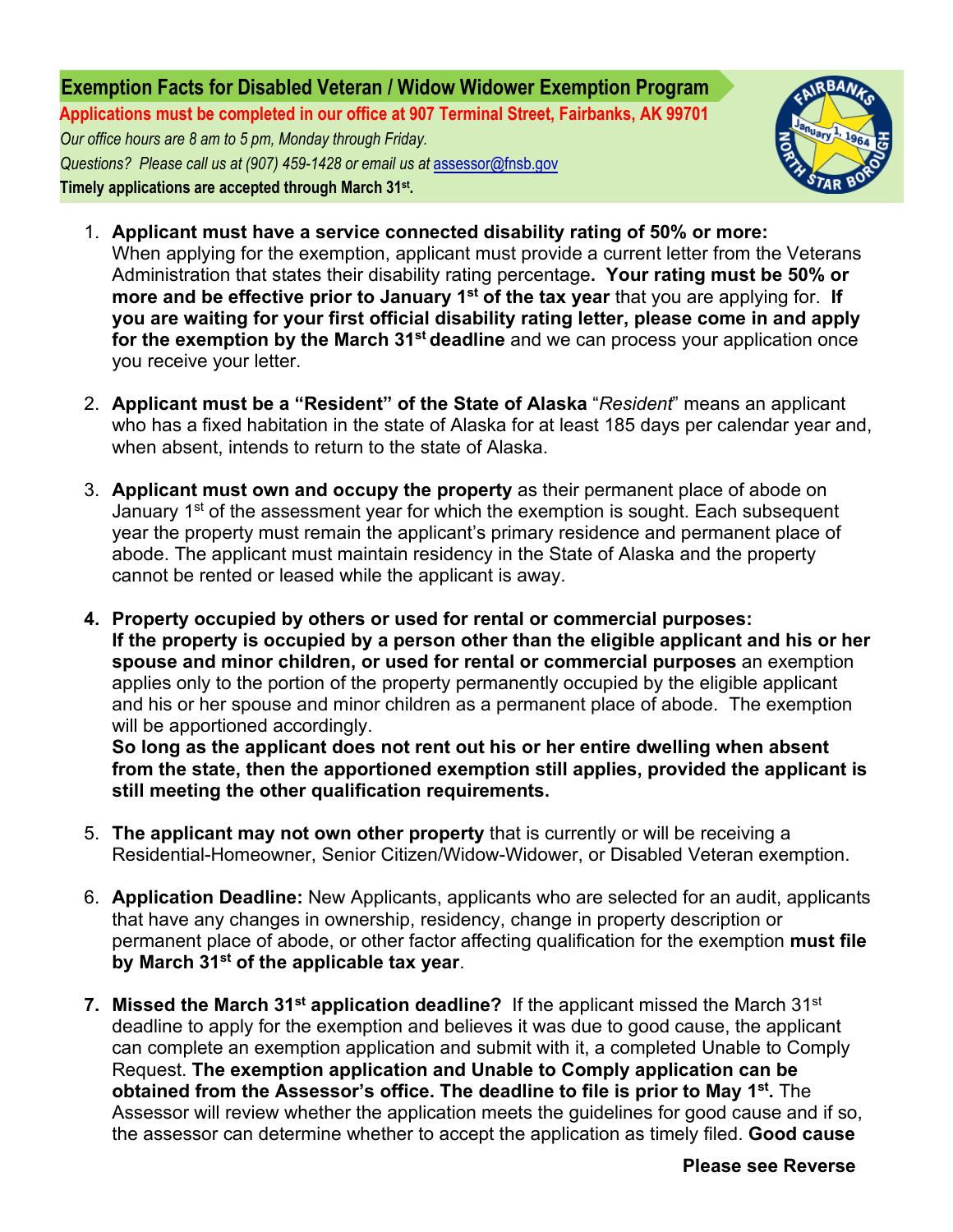## Exemption Facts for Disabled Veteran / Widow Widower Exemption Program

**Applications must be completed in our office at 907 Terminal Street, Fairbanks, AK 99701**

*Our office hours are 8 am to 5 pm, Monday through Friday.*

*Questions? Please call us at (907) 459-1428 or email us at* [assessor@fnsb.gov](mailto:assessor@fnsb.gov)

**Timely applications are accepted through March 31st.**

1. **Applicant must have a service connected disability rating of 50% or more:** When applying for the exemption, applicant must provide a current letter from the Veterans Administration that states their disability rating percentage**. Your rating must be 50% or more and be effective prior to January 1st of the tax year** that you are applying for. **If you are waiting for your first official disability rating letter, please come in and apply for the exemption by the March 31st deadline** and we can process your application once you receive your letter.

2. **Applicant must be a "Resident" of the State of Alaska** "*Resident*" means an applicant who has a fixed habitation in the state of Alaska for at least 185 days per calendar year and, when absent, intends to return to the state of Alaska.

3. **Applicant must own and occupy the property** as their permanent place of abode on January 1st of the assessment year for which the exemption is sought. Each subsequent year the property must remain the applicant's primary residence and permanent place of abode. The applicant must maintain residency in the State of Alaska and the property cannot be rented or leased while the applicant is away.

4. **Property occupied by others or used for rental or commercial purposes:**
   **If the property is occupied by a person other than the eligible applicant and his or her spouse and minor children, or used for rental or commercial purposes** an exemption applies only to the portion of the property permanently occupied by the eligible applicant and his or her spouse and minor children as a permanent place of abode. The exemption will be apportioned accordingly.
   **So long as the applicant does not rent out his or her entire dwelling when absent from the state, then the apportioned exemption still applies, provided the applicant is still meeting the other qualification requirements.**

5. **The applicant may not own other property** that is currently or will be receiving a Residential-Homeowner, Senior Citizen/Widow-Widower, or Disabled Veteran exemption.

6. **Application Deadline:** New Applicants, applicants who are selected for an audit, applicants that have any changes in ownership, residency, change in property description or permanent place of abode, or other factor affecting qualification for the exemption **must file by March 31st of the applicable tax year**.

7. **Missed the March 31st application deadline?** If the applicant missed the March 31st deadline to apply for the exemption and believes it was due to good cause, the applicant can complete an exemption application and submit with it, a completed Unable to Comply Request. **The exemption application and Unable to Comply application can be obtained from the Assessor's office. The deadline to file is prior to May 1st.** The Assessor will review whether the application meets the guidelines for good cause and if so, the assessor can determine whether to accept the application as timely filed. **Good cause**

**Please see Reverse**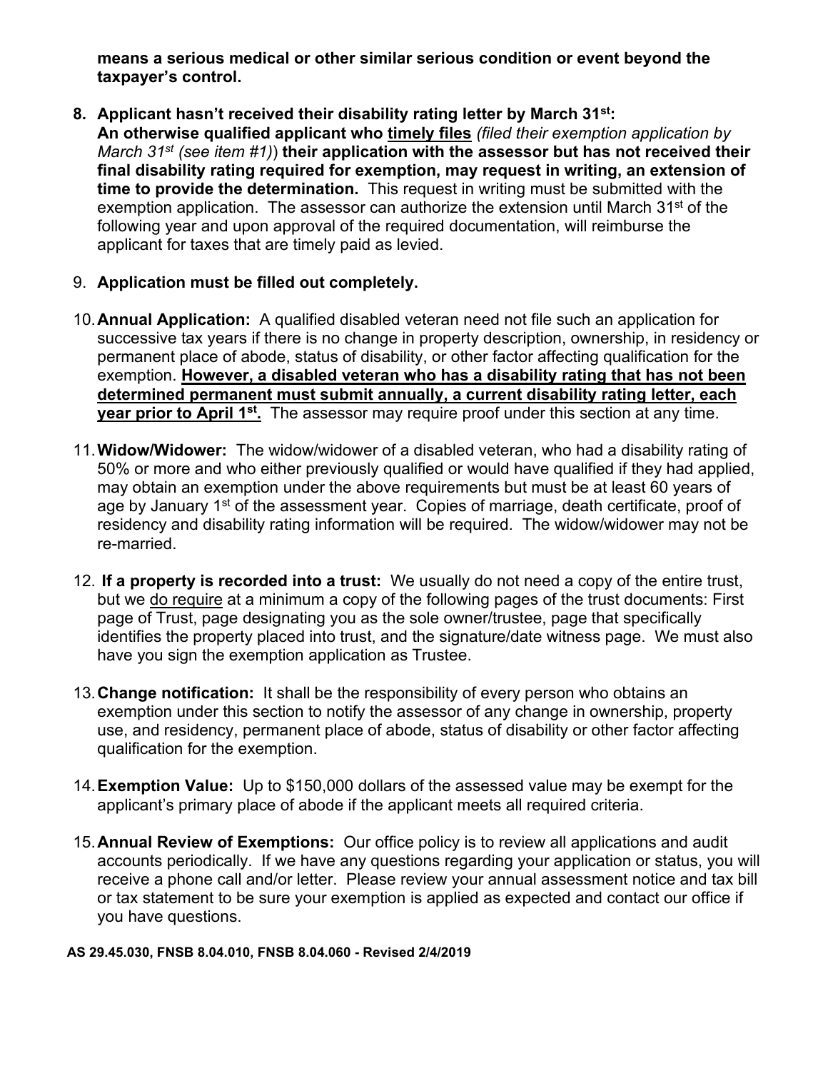**means a serious medical or other similar serious condition or event beyond the taxpayer's control.**

8. **Applicant hasn't received their disability rating letter by March 31st:** **An otherwise qualified applicant who timely files** *(filed their exemption application by March 31st (see item #1))* **their application with the assessor but has not received their final disability rating required for exemption, may request in writing, an extension of time to provide the determination.** This request in writing must be submitted with the exemption application. The assessor can authorize the extension until March 31st of the following year and upon approval of the required documentation, will reimburse the applicant for taxes that are timely paid as levied.

9. **Application must be filled out completely.**

10. **Annual Application:** A qualified disabled veteran need not file such an application for successive tax years if there is no change in property description, ownership, in residency or permanent place of abode, status of disability, or other factor affecting qualification for the exemption. **However, a disabled veteran who has a disability rating that has not been determined permanent must submit annually, a current disability rating letter, each year prior to April 1st.** The assessor may require proof under this section at any time.

11. **Widow/Widower:** The widow/widower of a disabled veteran, who had a disability rating of 50% or more and who either previously qualified or would have qualified if they had applied, may obtain an exemption under the above requirements but must be at least 60 years of age by January 1st of the assessment year. Copies of marriage, death certificate, proof of residency and disability rating information will be required. The widow/widower may not be re-married.

12. **If a property is recorded into a trust:** We usually do not need a copy of the entire trust, but we do require at a minimum a copy of the following pages of the trust documents: First page of Trust, page designating you as the sole owner/trustee, page that specifically identifies the property placed into trust, and the signature/date witness page. We must also have you sign the exemption application as Trustee.

13. **Change notification:** It shall be the responsibility of every person who obtains an exemption under this section to notify the assessor of any change in ownership, property use, and residency, permanent place of abode, status of disability or other factor affecting qualification for the exemption.

14. **Exemption Value:** Up to $150,000 dollars of the assessed value may be exempt for the applicant's primary place of abode if the applicant meets all required criteria.

15. **Annual Review of Exemptions:** Our office policy is to review all applications and audit accounts periodically. If we have any questions regarding your application or status, you will receive a phone call and/or letter. Please review your annual assessment notice and tax bill or tax statement to be sure your exemption is applied as expected and contact our office if you have questions.

**AS 29.45.030, FNSB 8.04.010, FNSB 8.04.060 - Revised 2/4/2019**